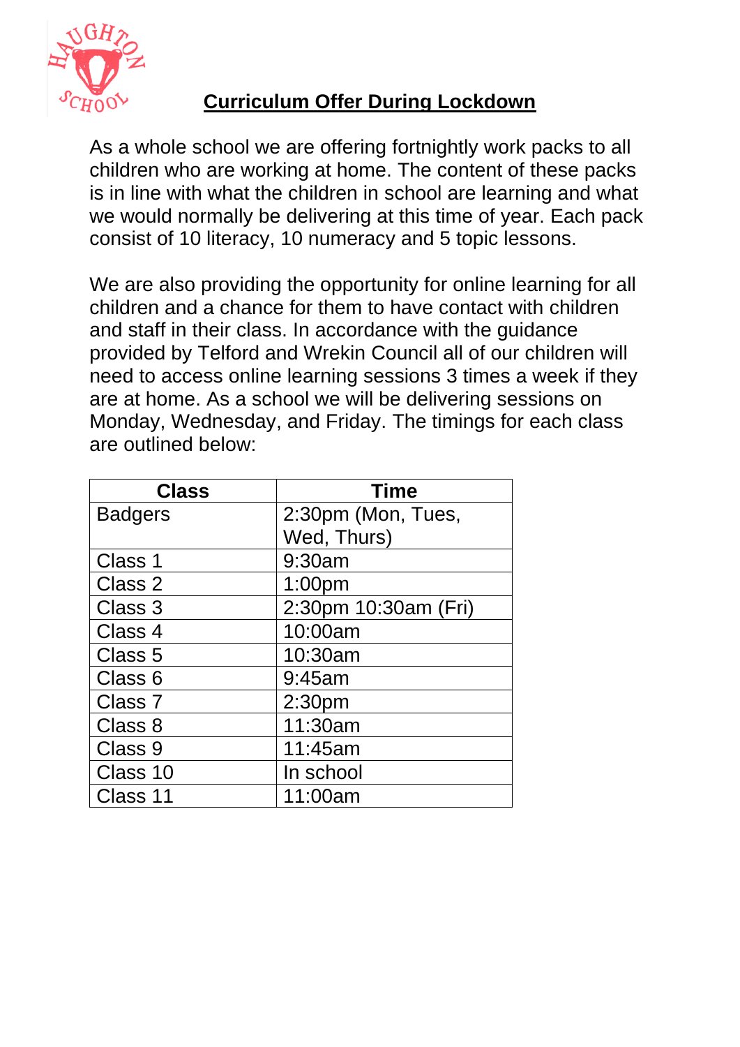# **Curriculum Offer During Lockdown**

As a whole school we are offering fortnightly work packs to all children who are working at home. The content of these packs is in line with what the children in school are learning and what we would normally be delivering at this time of year. Each pack consist of 10 literacy, 10 numeracy and 5 topic lessons.

We are also providing the opportunity for online learning for all children and a chance for them to have contact with children and staff in their class. In accordance with the guidance provided by Telford and Wrekin Council all of our children will need to access online learning sessions 3 times a week if they are at home. As a school we will be delivering sessions on Monday, Wednesday, and Friday. The timings for each class are outlined below:

| Class | Time |
| --- | --- |
| Badgers | 2:30pm (Mon, Tues, Wed, Thurs) |
| Class 1 | 9:30am |
| Class 2 | 1:00pm |
| Class 3 | 2:30pm 10:30am (Fri) |
| Class 4 | 10:00am |
| Class 5 | 10:30am |
| Class 6 | 9:45am |
| Class 7 | 2:30pm |
| Class 8 | 11:30am |
| Class 9 | 11:45am |
| Class 10 | In school |
| Class 11 | 11:00am |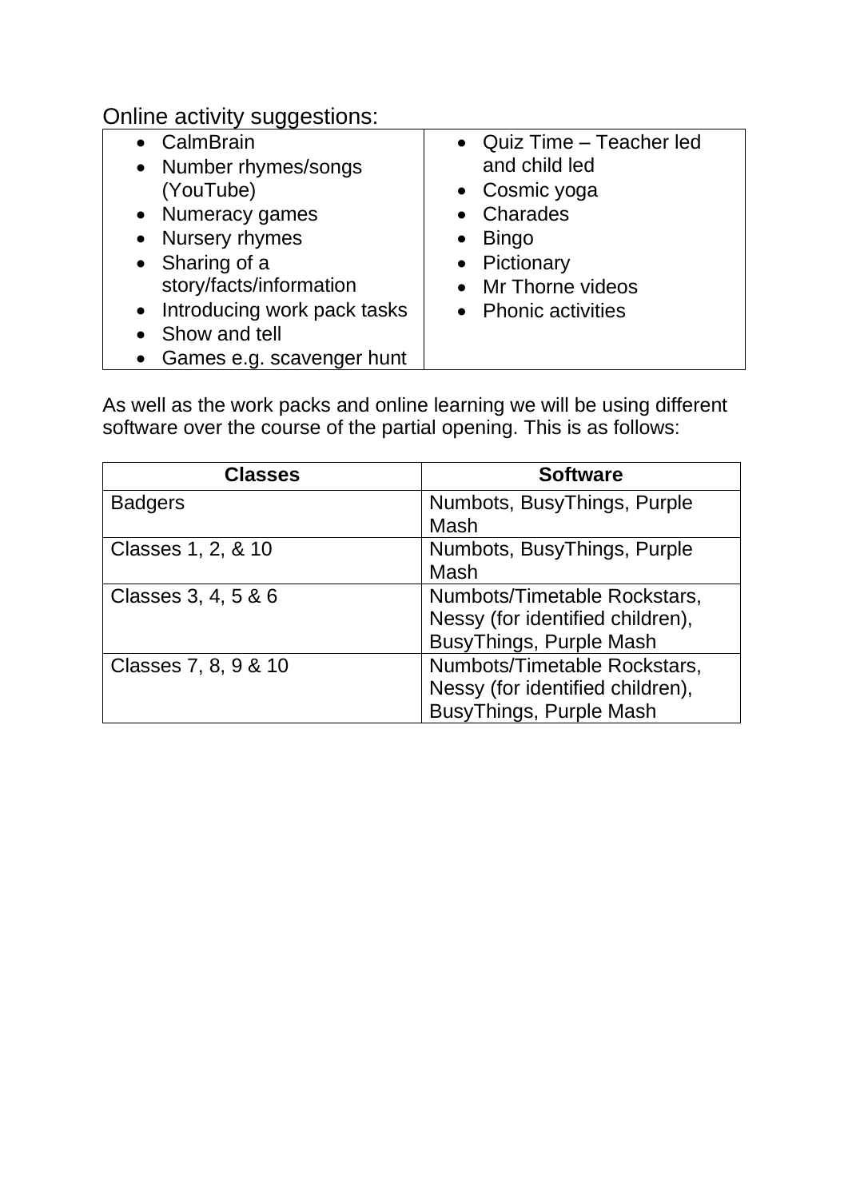Online activity suggestions:

| | |
|---|---|
| • CalmBrain<br>• Number rhymes/songs (YouTube)<br>• Numeracy games<br>• Nursery rhymes<br>• Sharing of a story/facts/information<br>• Introducing work pack tasks<br>• Show and tell<br>• Games e.g. scavenger hunt | • Quiz Time – Teacher led and child led<br>• Cosmic yoga<br>• Charades<br>• Bingo<br>• Pictionary<br>• Mr Thorne videos<br>• Phonic activities |

As well as the work packs and online learning we will be using different software over the course of the partial opening. This is as follows:

| Classes | Software |
|---|---|
| Badgers | Numbots, BusyThings, Purple Mash |
| Classes 1, 2, & 10 | Numbots, BusyThings, Purple Mash |
| Classes 3, 4, 5 & 6 | Numbots/Timetable Rockstars, Nessy (for identified children), BusyThings, Purple Mash |
| Classes 7, 8, 9 & 10 | Numbots/Timetable Rockstars, Nessy (for identified children), BusyThings, Purple Mash |